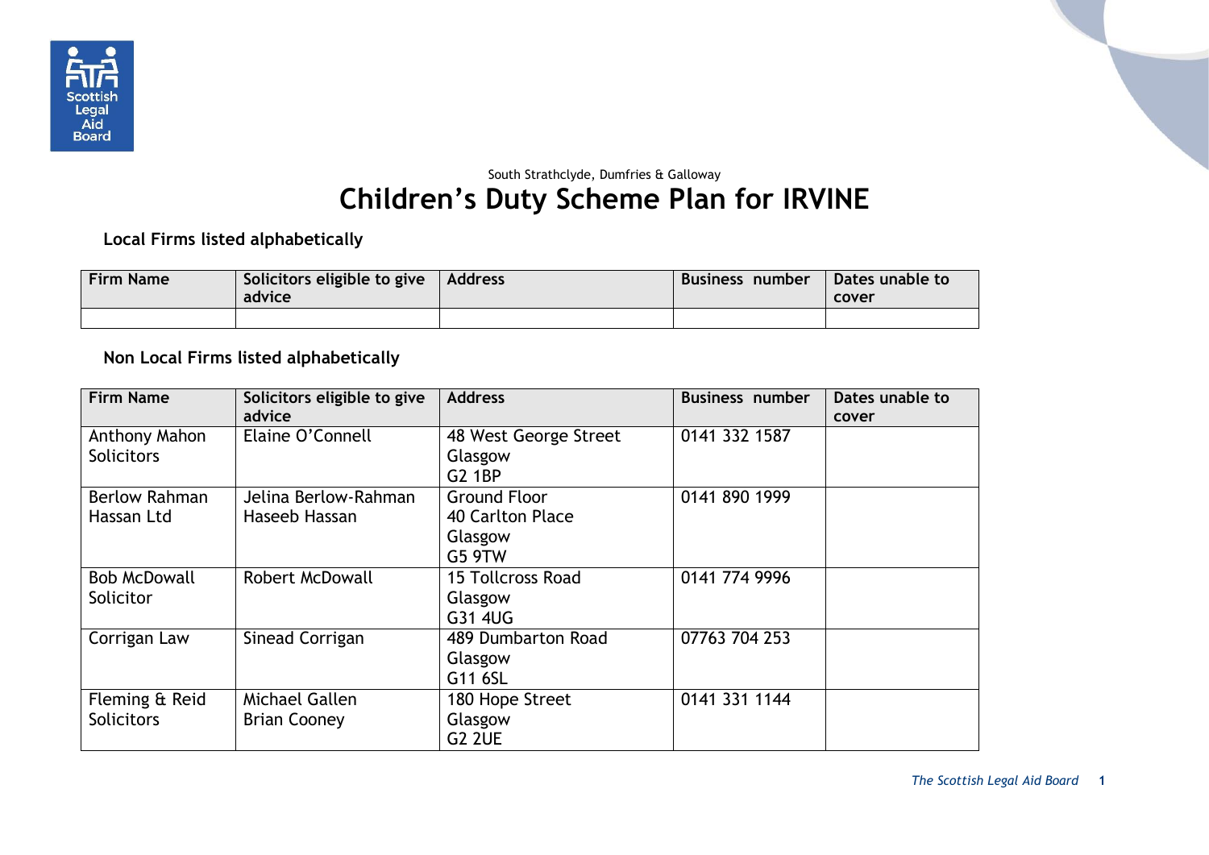South Strathclyde, Dumfries & Galloway

# Children's Duty Scheme Plan for IRVINE

### Local Firms listed alphabetically

| Firm Name | Solicitors eligible to give advice | Address | Business number | Dates unable to cover |
|---|---|---|---|---|
| | | | | |

### Non Local Firms listed alphabetically

| Firm Name | Solicitors eligible to give advice | Address | Business number | Dates unable to cover |
|---|---|---|---|---|
| Anthony Mahon Solicitors | Elaine O'Connell | 48 West George Street<br>Glasgow<br>G2 1BP | 0141 332 1587 | |
| Berlow Rahman Hassan Ltd | Jelina Berlow-Rahman<br>Haseeb Hassan | Ground Floor<br>40 Carlton Place<br>Glasgow<br>G5 9TW | 0141 890 1999 | |
| Bob McDowall Solicitor | Robert McDowall | 15 Tollcross Road<br>Glasgow<br>G31 4UG | 0141 774 9996 | |
| Corrigan Law | Sinead Corrigan | 489 Dumbarton Road<br>Glasgow<br>G11 6SL | 07763 704 253 | |
| Fleming & Reid Solicitors | Michael Gallen<br>Brian Cooney | 180 Hope Street<br>Glasgow<br>G2 2UE | 0141 331 1144 | |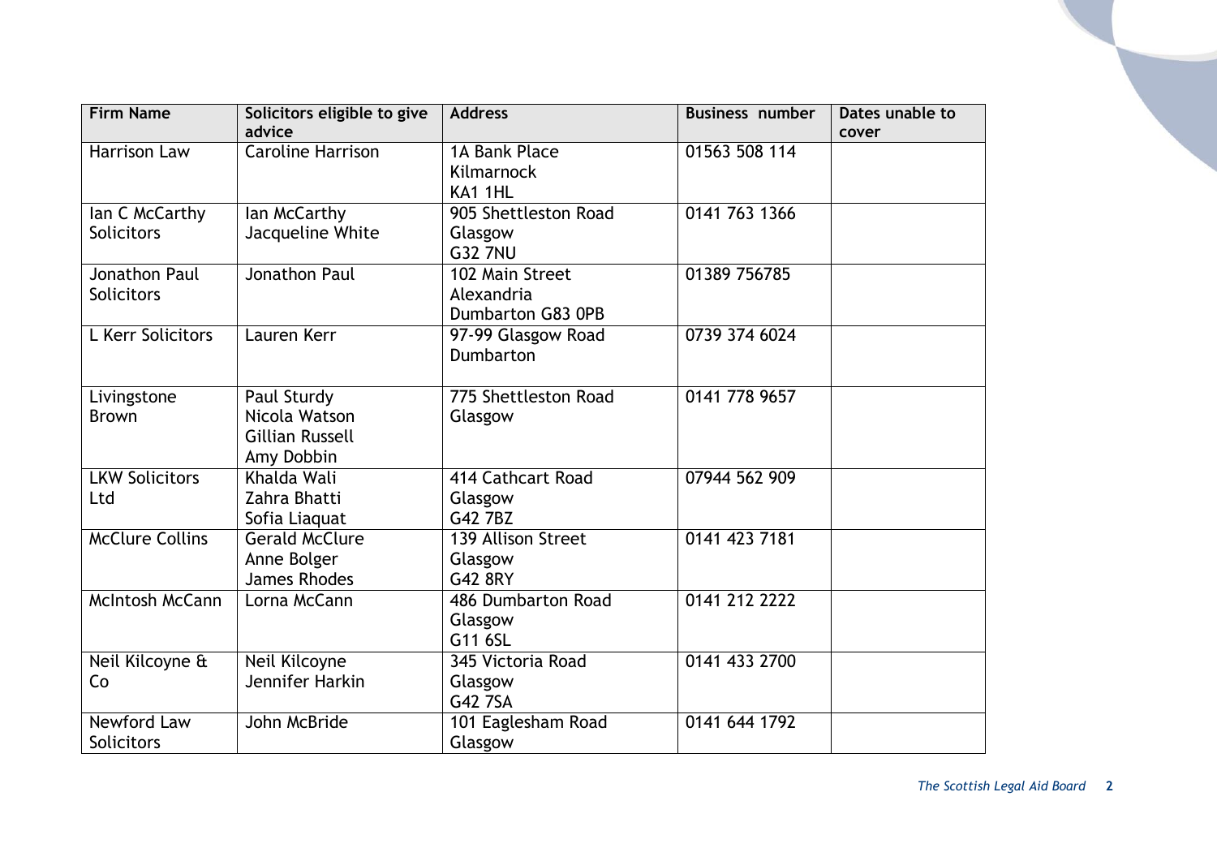| Firm Name | Solicitors eligible to give advice | Address | Business number | Dates unable to cover |
|---|---|---|---|---|
| Harrison Law | Caroline Harrison | 1A Bank Place<br>Kilmarnock<br>KA1 1HL | 01563 508 114 | |
| Ian C McCarthy Solicitors | Ian McCarthy<br>Jacqueline White | 905 Shettleston Road<br>Glasgow<br>G32 7NU | 0141 763 1366 | |
| Jonathon Paul Solicitors | Jonathon Paul | 102 Main Street<br>Alexandria<br>Dumbarton G83 0PB | 01389 756785 | |
| L Kerr Solicitors | Lauren Kerr | 97-99 Glasgow Road<br>Dumbarton | 0739 374 6024 | |
| Livingstone Brown | Paul Sturdy<br>Nicola Watson<br>Gillian Russell<br>Amy Dobbin | 775 Shettleston Road<br>Glasgow | 0141 778 9657 | |
| LKW Solicitors Ltd | Khalda Wali<br>Zahra Bhatti<br>Sofia Liaquat | 414 Cathcart Road<br>Glasgow<br>G42 7BZ | 07944 562 909 | |
| McClure Collins | Gerald McClure<br>Anne Bolger<br>James Rhodes | 139 Allison Street<br>Glasgow<br>G42 8RY | 0141 423 7181 | |
| McIntosh McCann | Lorna McCann | 486 Dumbarton Road<br>Glasgow<br>G11 6SL | 0141 212 2222 | |
| Neil Kilcoyne & Co | Neil Kilcoyne<br>Jennifer Harkin | 345 Victoria Road<br>Glasgow<br>G42 7SA | 0141 433 2700 | |
| Newford Law Solicitors | John McBride | 101 Eaglesham Road<br>Glasgow | 0141 644 1792 | |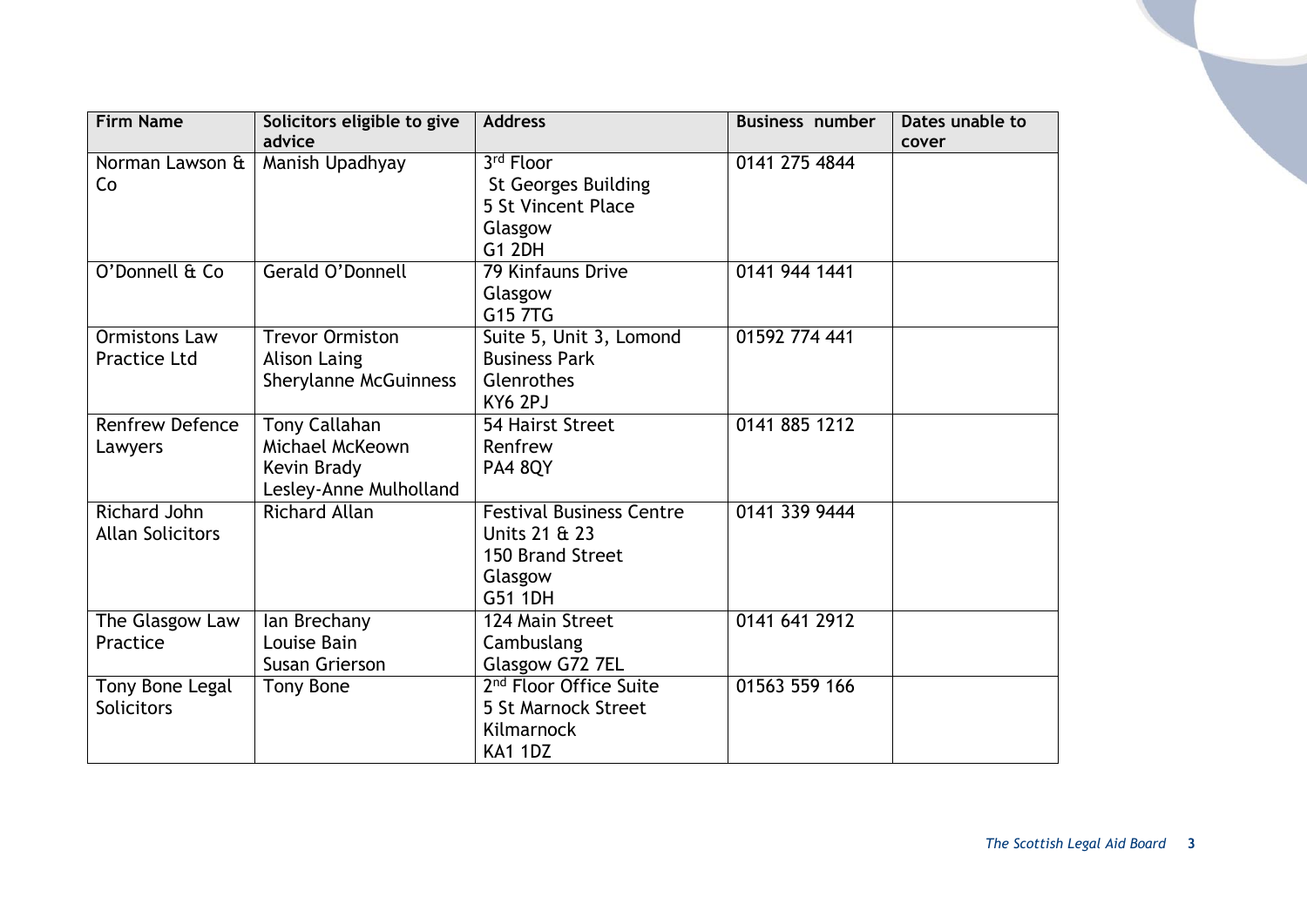| Firm Name | Solicitors eligible to give advice | Address | Business number | Dates unable to cover |
|---|---|---|---|---|
| Norman Lawson & Co | Manish Upadhyay | 3rd Floor<br>St Georges Building<br>5 St Vincent Place<br>Glasgow<br>G1 2DH | 0141 275 4844 | |
| O'Donnell & Co | Gerald O'Donnell | 79 Kinfauns Drive<br>Glasgow<br>G15 7TG | 0141 944 1441 | |
| Ormistons Law Practice Ltd | Trevor Ormiston<br>Alison Laing<br>Sherylanne McGuinness | Suite 5, Unit 3, Lomond Business Park<br>Glenrothes<br>KY6 2PJ | 01592 774 441 | |
| Renfrew Defence Lawyers | Tony Callahan<br>Michael McKeown<br>Kevin Brady<br>Lesley-Anne Mulholland | 54 Hairst Street<br>Renfrew<br>PA4 8QY | 0141 885 1212 | |
| Richard John Allan Solicitors | Richard Allan | Festival Business Centre<br>Units 21 & 23<br>150 Brand Street<br>Glasgow<br>G51 1DH | 0141 339 9444 | |
| The Glasgow Law Practice | Ian Brechany<br>Louise Bain<br>Susan Grierson | 124 Main Street<br>Cambuslang<br>Glasgow G72 7EL | 0141 641 2912 | |
| Tony Bone Legal Solicitors | Tony Bone | 2nd Floor Office Suite<br>5 St Marnock Street<br>Kilmarnock<br>KA1 1DZ | 01563 559 166 | |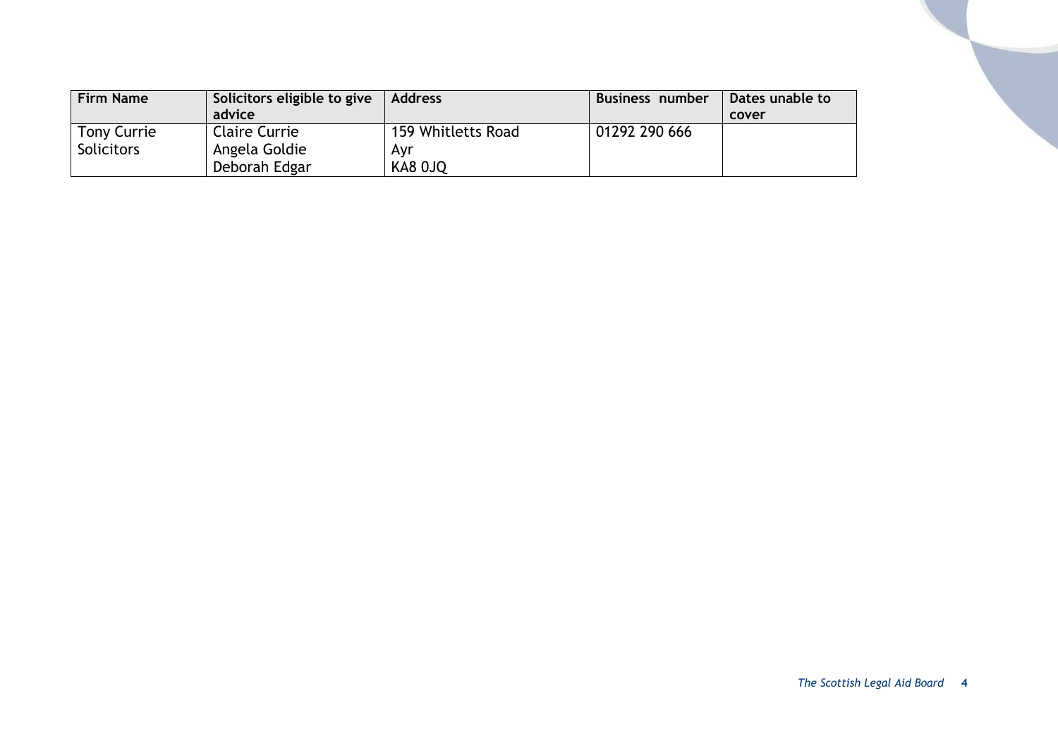| Firm Name | Solicitors eligible to give advice | Address | Business number | Dates unable to cover |
| --- | --- | --- | --- | --- |
| Tony Currie Solicitors | Claire Currie<br>Angela Goldie<br>Deborah Edgar | 159 Whitletts Road<br>Ayr<br>KA8 0JQ | 01292 290 666 | |